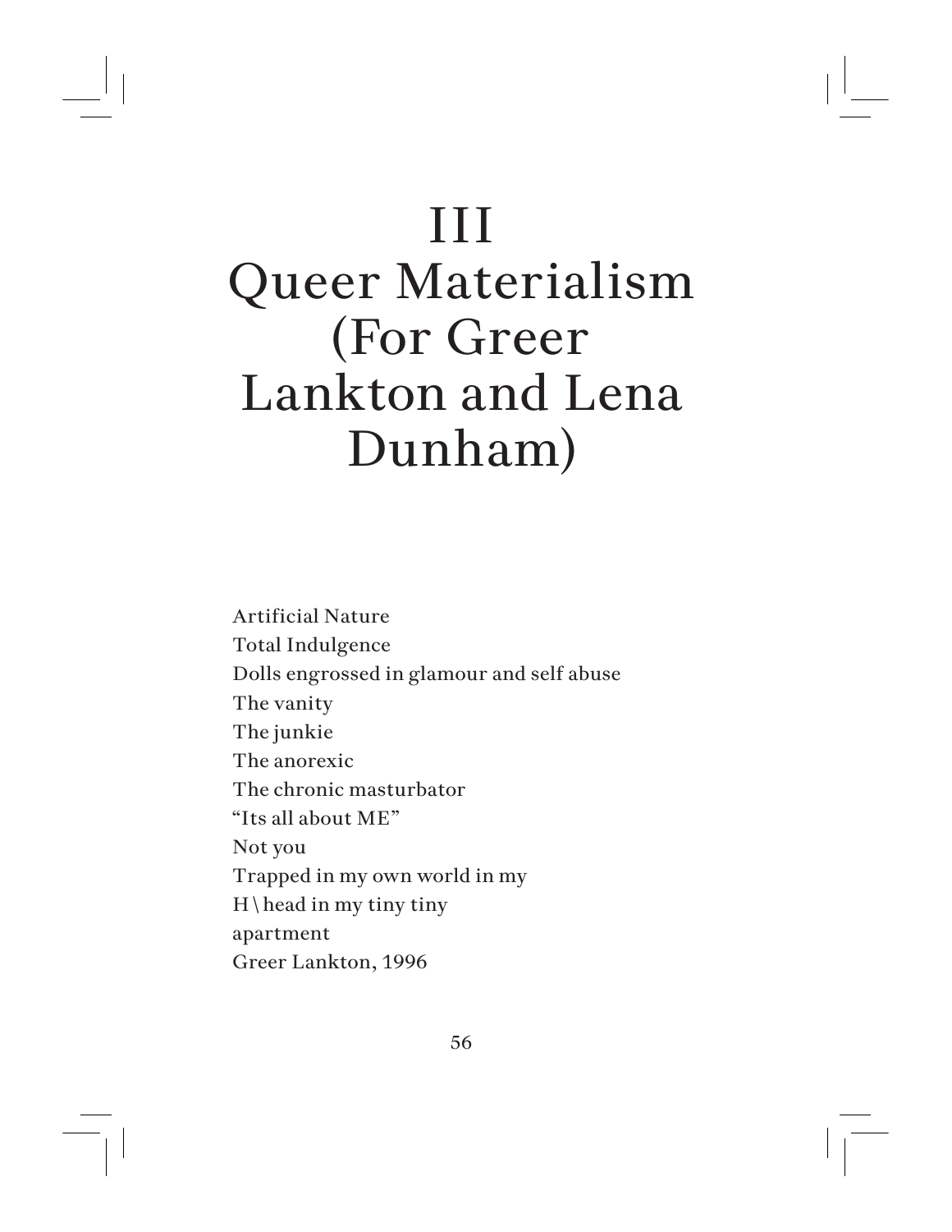# III Queer Materialism (For Greer Lankton and Lena Dunham)

Artificial Nature  
Total Indulgence  
Dolls engrossed in glamour and self abuse  
The vanity  
The junkie  
The anorexic  
The chronic masturbator  
"Its all about ME"  
Not you  
Trapped in my own world in my  
H \ head in my tiny tiny  
apartment  
Greer Lankton, 1996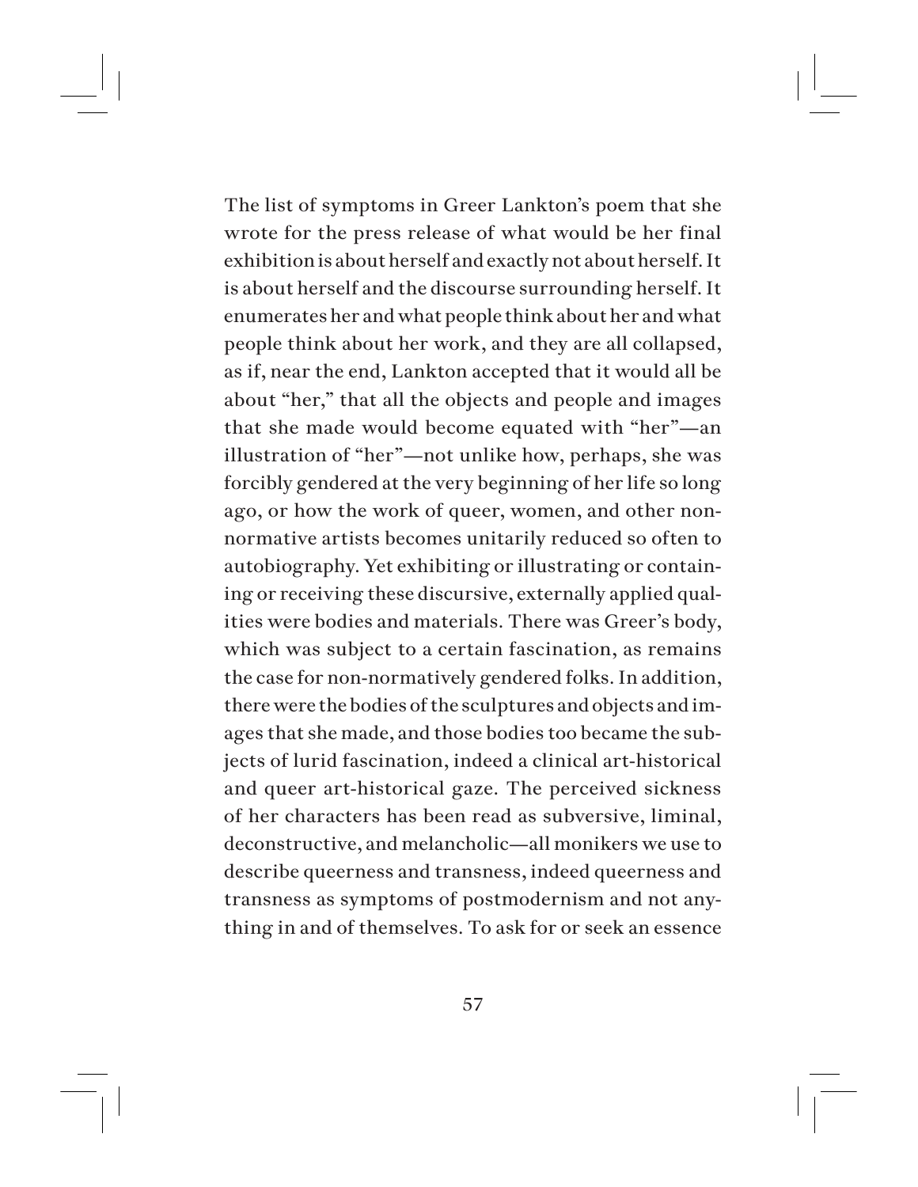The list of symptoms in Greer Lankton's poem that she wrote for the press release of what would be her final exhibition is about herself and exactly not about herself. It is about herself and the discourse surrounding herself. It enumerates her and what people think about her and what people think about her work, and they are all collapsed, as if, near the end, Lankton accepted that it would all be about "her," that all the objects and people and images that she made would become equated with "her"—an illustration of "her"—not unlike how, perhaps, she was forcibly gendered at the very beginning of her life so long ago, or how the work of queer, women, and other non-normative artists becomes unitarily reduced so often to autobiography. Yet exhibiting or illustrating or containing or receiving these discursive, externally applied qualities were bodies and materials. There was Greer's body, which was subject to a certain fascination, as remains the case for non-normatively gendered folks. In addition, there were the bodies of the sculptures and objects and images that she made, and those bodies too became the subjects of lurid fascination, indeed a clinical art-historical and queer art-historical gaze. The perceived sickness of her characters has been read as subversive, liminal, deconstructive, and melancholic—all monikers we use to describe queerness and transness, indeed queerness and transness as symptoms of postmodernism and not anything in and of themselves. To ask for or seek an essence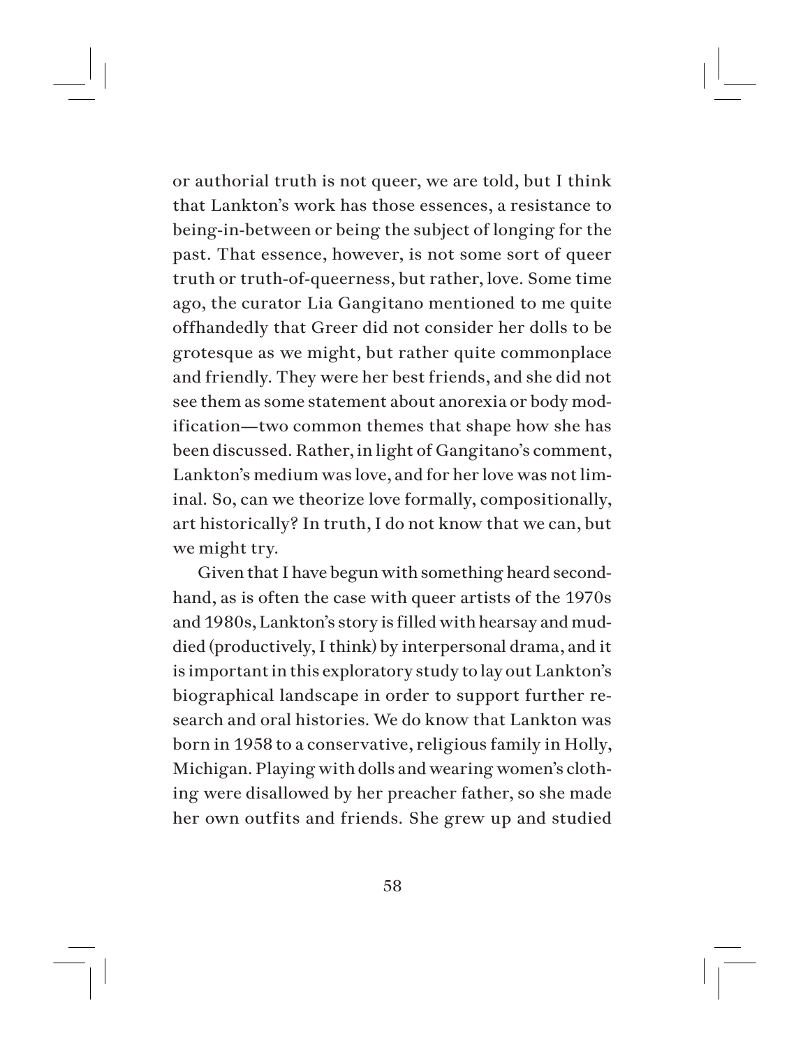or authorial truth is not queer, we are told, but I think that Lankton's work has those essences, a resistance to being-in-between or being the subject of longing for the past. That essence, however, is not some sort of queer truth or truth-of-queerness, but rather, love. Some time ago, the curator Lia Gangitano mentioned to me quite offhandedly that Greer did not consider her dolls to be grotesque as we might, but rather quite commonplace and friendly. They were her best friends, and she did not see them as some statement about anorexia or body modification—two common themes that shape how she has been discussed. Rather, in light of Gangitano's comment, Lankton's medium was love, and for her love was not liminal. So, can we theorize love formally, compositionally, art historically? In truth, I do not know that we can, but we might try.

Given that I have begun with something heard secondhand, as is often the case with queer artists of the 1970s and 1980s, Lankton's story is filled with hearsay and muddied (productively, I think) by interpersonal drama, and it is important in this exploratory study to lay out Lankton's biographical landscape in order to support further research and oral histories. We do know that Lankton was born in 1958 to a conservative, religious family in Holly, Michigan. Playing with dolls and wearing women's clothing were disallowed by her preacher father, so she made her own outfits and friends. She grew up and studied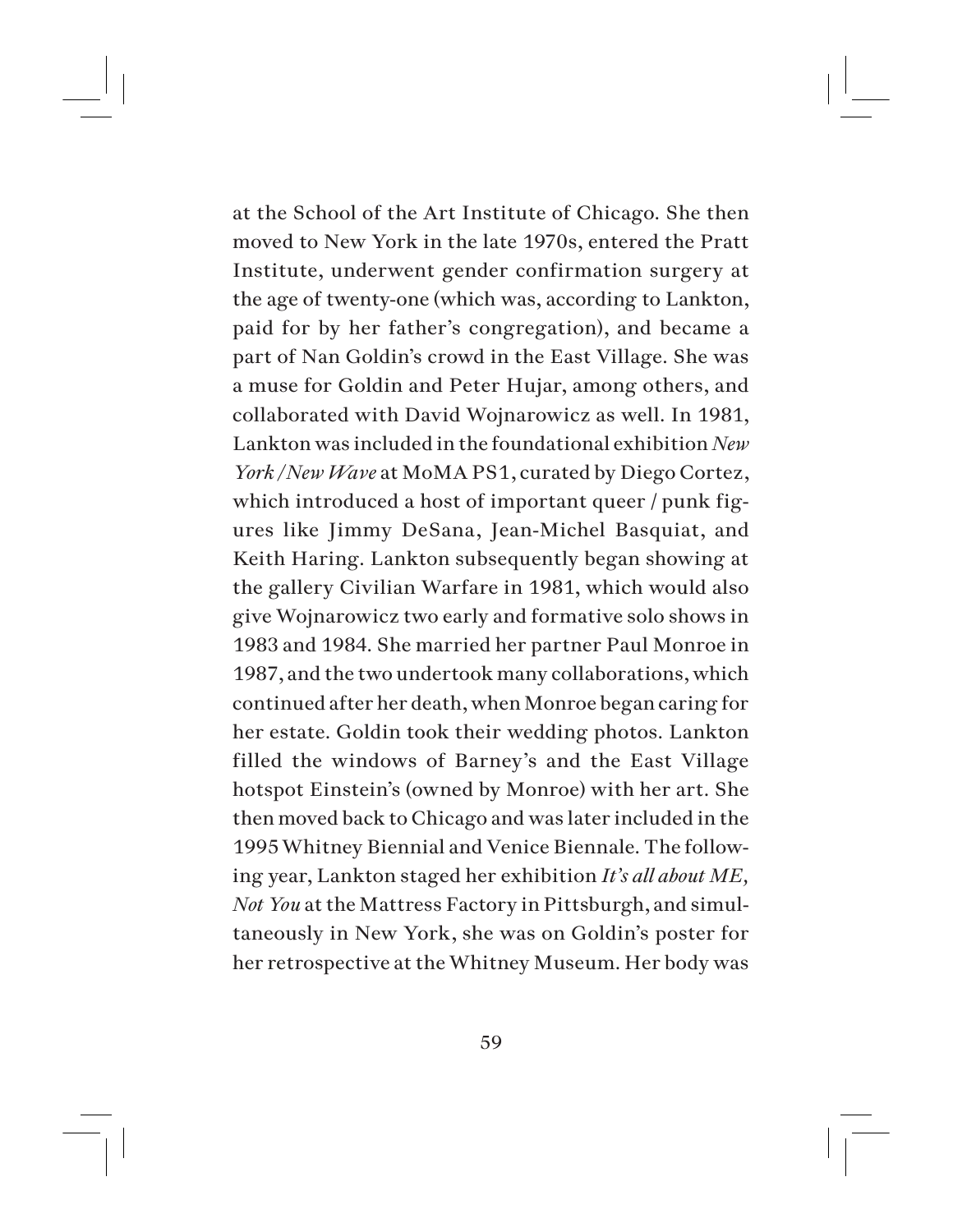at the School of the Art Institute of Chicago. She then moved to New York in the late 1970s, entered the Pratt Institute, underwent gender confirmation surgery at the age of twenty-one (which was, according to Lankton, paid for by her father's congregation), and became a part of Nan Goldin's crowd in the East Village. She was a muse for Goldin and Peter Hujar, among others, and collaborated with David Wojnarowicz as well. In 1981, Lankton was included in the foundational exhibition *New York/New Wave* at MoMA PS1, curated by Diego Cortez, which introduced a host of important queer / punk figures like Jimmy DeSana, Jean-Michel Basquiat, and Keith Haring. Lankton subsequently began showing at the gallery Civilian Warfare in 1981, which would also give Wojnarowicz two early and formative solo shows in 1983 and 1984. She married her partner Paul Monroe in 1987, and the two undertook many collaborations, which continued after her death, when Monroe began caring for her estate. Goldin took their wedding photos. Lankton filled the windows of Barney's and the East Village hotspot Einstein's (owned by Monroe) with her art. She then moved back to Chicago and was later included in the 1995 Whitney Biennial and Venice Biennale. The following year, Lankton staged her exhibition *It's all about ME, Not You* at the Mattress Factory in Pittsburgh, and simultaneously in New York, she was on Goldin's poster for her retrospective at the Whitney Museum. Her body was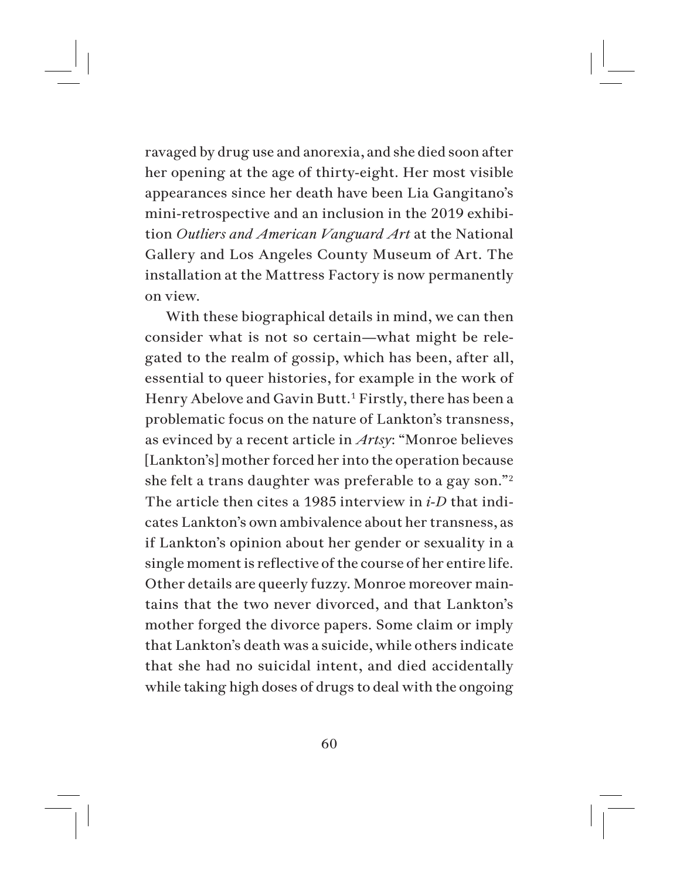ravaged by drug use and anorexia, and she died soon after her opening at the age of thirty-eight. Her most visible appearances since her death have been Lia Gangitano's mini-retrospective and an inclusion in the 2019 exhibition *Outliers and American Vanguard Art* at the National Gallery and Los Angeles County Museum of Art. The installation at the Mattress Factory is now permanently on view.

With these biographical details in mind, we can then consider what is not so certain—what might be relegated to the realm of gossip, which has been, after all, essential to queer histories, for example in the work of Henry Abelove and Gavin Butt.[1] Firstly, there has been a problematic focus on the nature of Lankton's transness, as evinced by a recent article in *Artsy*: "Monroe believes [Lankton's] mother forced her into the operation because she felt a trans daughter was preferable to a gay son."[2] The article then cites a 1985 interview in *i-D* that indicates Lankton's own ambivalence about her transness, as if Lankton's opinion about her gender or sexuality in a single moment is reflective of the course of her entire life. Other details are queerly fuzzy. Monroe moreover maintains that the two never divorced, and that Lankton's mother forged the divorce papers. Some claim or imply that Lankton's death was a suicide, while others indicate that she had no suicidal intent, and died accidentally while taking high doses of drugs to deal with the ongoing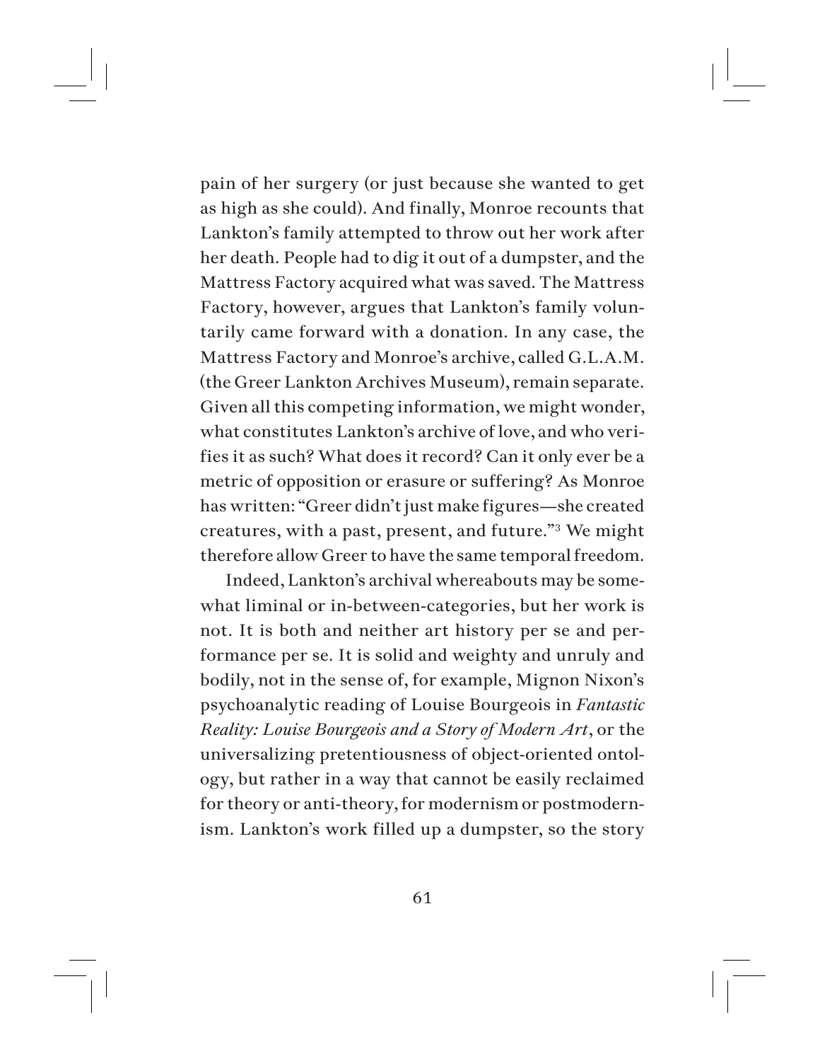pain of her surgery (or just because she wanted to get as high as she could). And finally, Monroe recounts that Lankton's family attempted to throw out her work after her death. People had to dig it out of a dumpster, and the Mattress Factory acquired what was saved. The Mattress Factory, however, argues that Lankton's family voluntarily came forward with a donation. In any case, the Mattress Factory and Monroe's archive, called G.L.A.M. (the Greer Lankton Archives Museum), remain separate. Given all this competing information, we might wonder, what constitutes Lankton's archive of love, and who verifies it as such? What does it record? Can it only ever be a metric of opposition or erasure or suffering? As Monroe has written: "Greer didn't just make figures—she created creatures, with a past, present, and future."[3] We might therefore allow Greer to have the same temporal freedom.

Indeed, Lankton's archival whereabouts may be somewhat liminal or in-between-categories, but her work is not. It is both and neither art history per se and performance per se. It is solid and weighty and unruly and bodily, not in the sense of, for example, Mignon Nixon's psychoanalytic reading of Louise Bourgeois in *Fantastic Reality: Louise Bourgeois and a Story of Modern Art*, or the universalizing pretentiousness of object-oriented ontology, but rather in a way that cannot be easily reclaimed for theory or anti-theory, for modernism or postmodernism. Lankton's work filled up a dumpster, so the story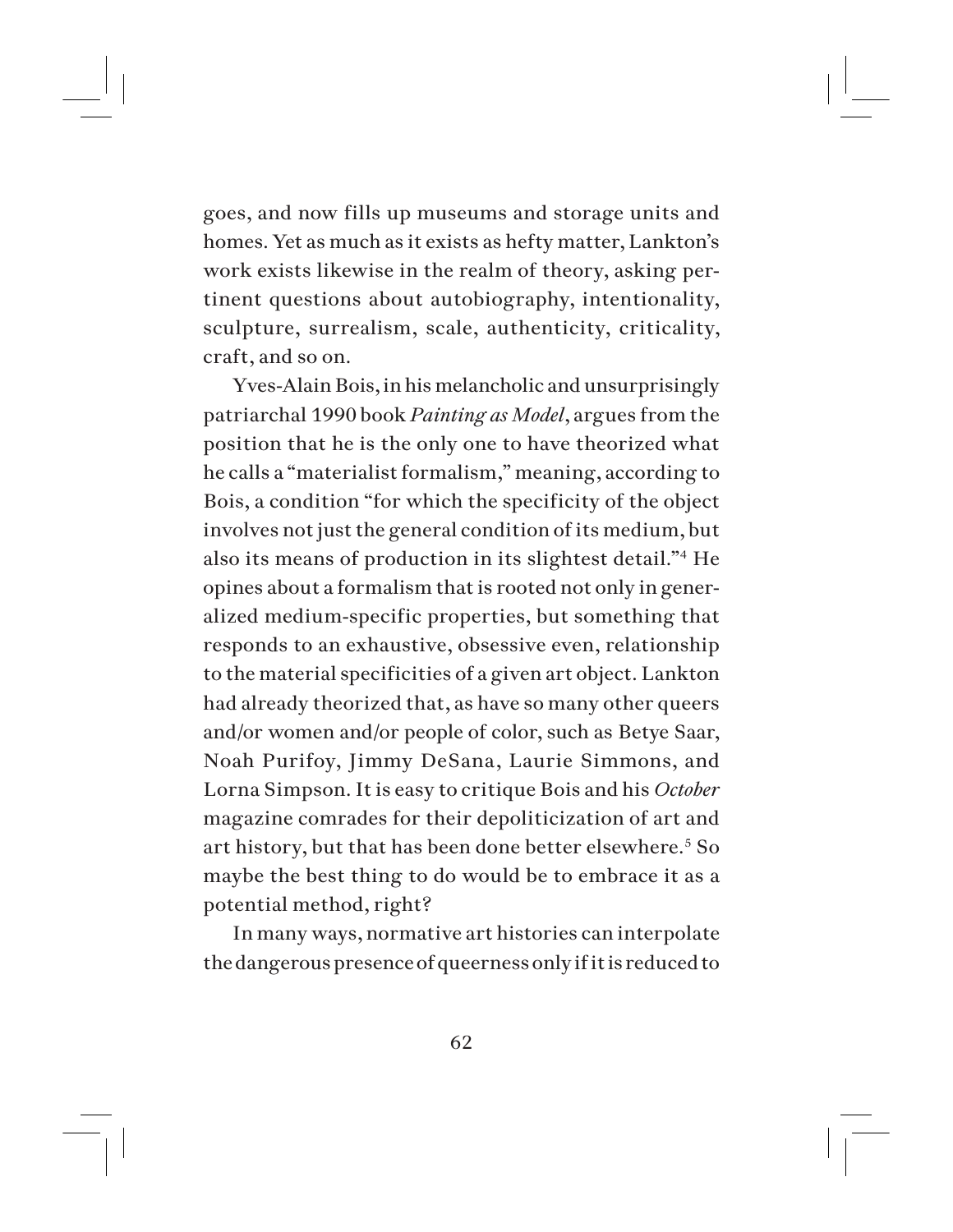goes, and now fills up museums and storage units and homes. Yet as much as it exists as hefty matter, Lankton's work exists likewise in the realm of theory, asking pertinent questions about autobiography, intentionality, sculpture, surrealism, scale, authenticity, criticality, craft, and so on.

Yves-Alain Bois, in his melancholic and unsurprisingly patriarchal 1990 book *Painting as Model*, argues from the position that he is the only one to have theorized what he calls a "materialist formalism," meaning, according to Bois, a condition "for which the specificity of the object involves not just the general condition of its medium, but also its means of production in its slightest detail."[4] He opines about a formalism that is rooted not only in generalized medium-specific properties, but something that responds to an exhaustive, obsessive even, relationship to the material specificities of a given art object. Lankton had already theorized that, as have so many other queers and/or women and/or people of color, such as Betye Saar, Noah Purifoy, Jimmy DeSana, Laurie Simmons, and Lorna Simpson. It is easy to critique Bois and his *October* magazine comrades for their depoliticization of art and art history, but that has been done better elsewhere.[5] So maybe the best thing to do would be to embrace it as a potential method, right?

In many ways, normative art histories can interpolate the dangerous presence of queerness only if it is reduced to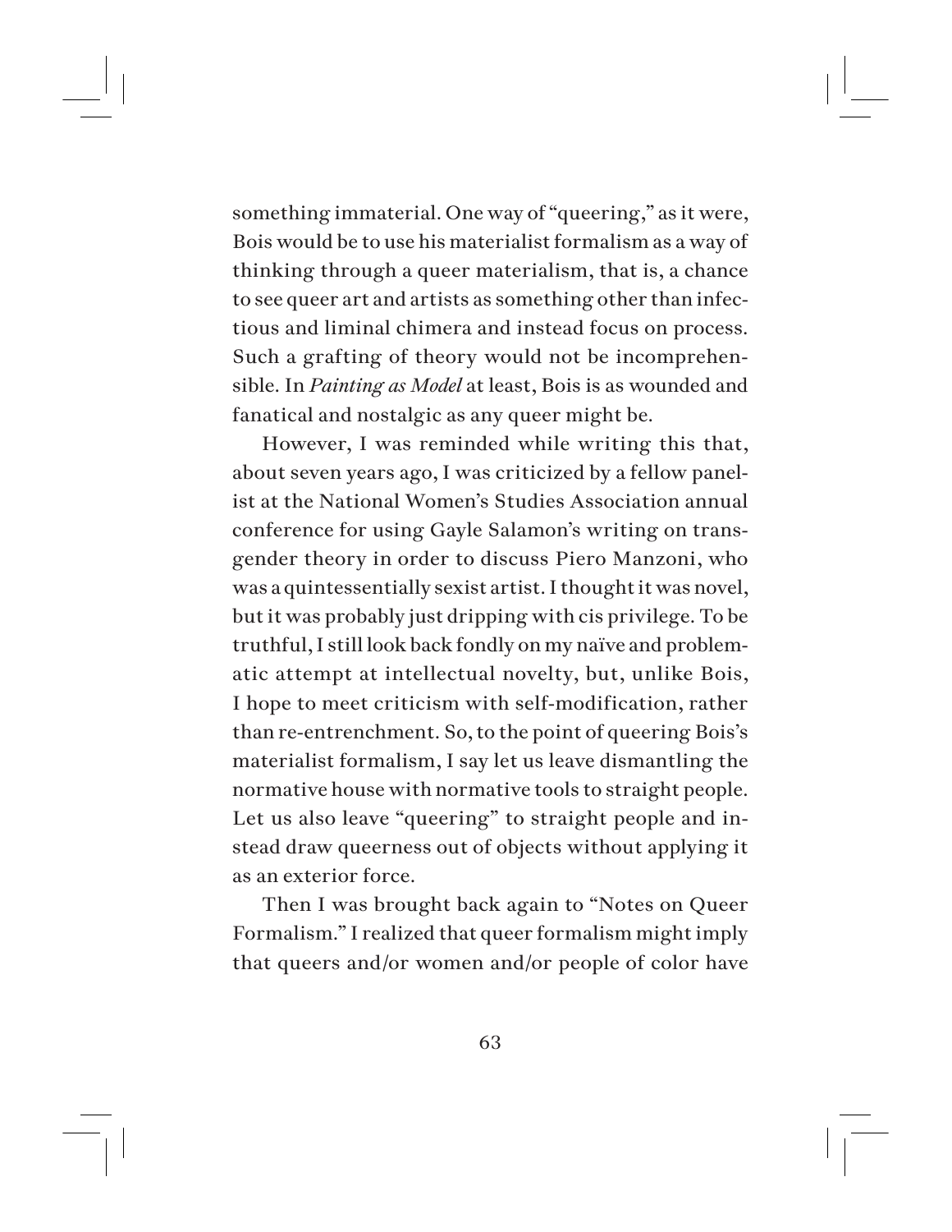something immaterial. One way of "queering," as it were, Bois would be to use his materialist formalism as a way of thinking through a queer materialism, that is, a chance to see queer art and artists as something other than infectious and liminal chimera and instead focus on process. Such a grafting of theory would not be incomprehensible. In *Painting as Model* at least, Bois is as wounded and fanatical and nostalgic as any queer might be.

However, I was reminded while writing this that, about seven years ago, I was criticized by a fellow panelist at the National Women's Studies Association annual conference for using Gayle Salamon's writing on transgender theory in order to discuss Piero Manzoni, who was a quintessentially sexist artist. I thought it was novel, but it was probably just dripping with cis privilege. To be truthful, I still look back fondly on my naïve and problematic attempt at intellectual novelty, but, unlike Bois, I hope to meet criticism with self-modification, rather than re-entrenchment. So, to the point of queering Bois's materialist formalism, I say let us leave dismantling the normative house with normative tools to straight people. Let us also leave "queering" to straight people and instead draw queerness out of objects without applying it as an exterior force.

Then I was brought back again to "Notes on Queer Formalism." I realized that queer formalism might imply that queers and/or women and/or people of color have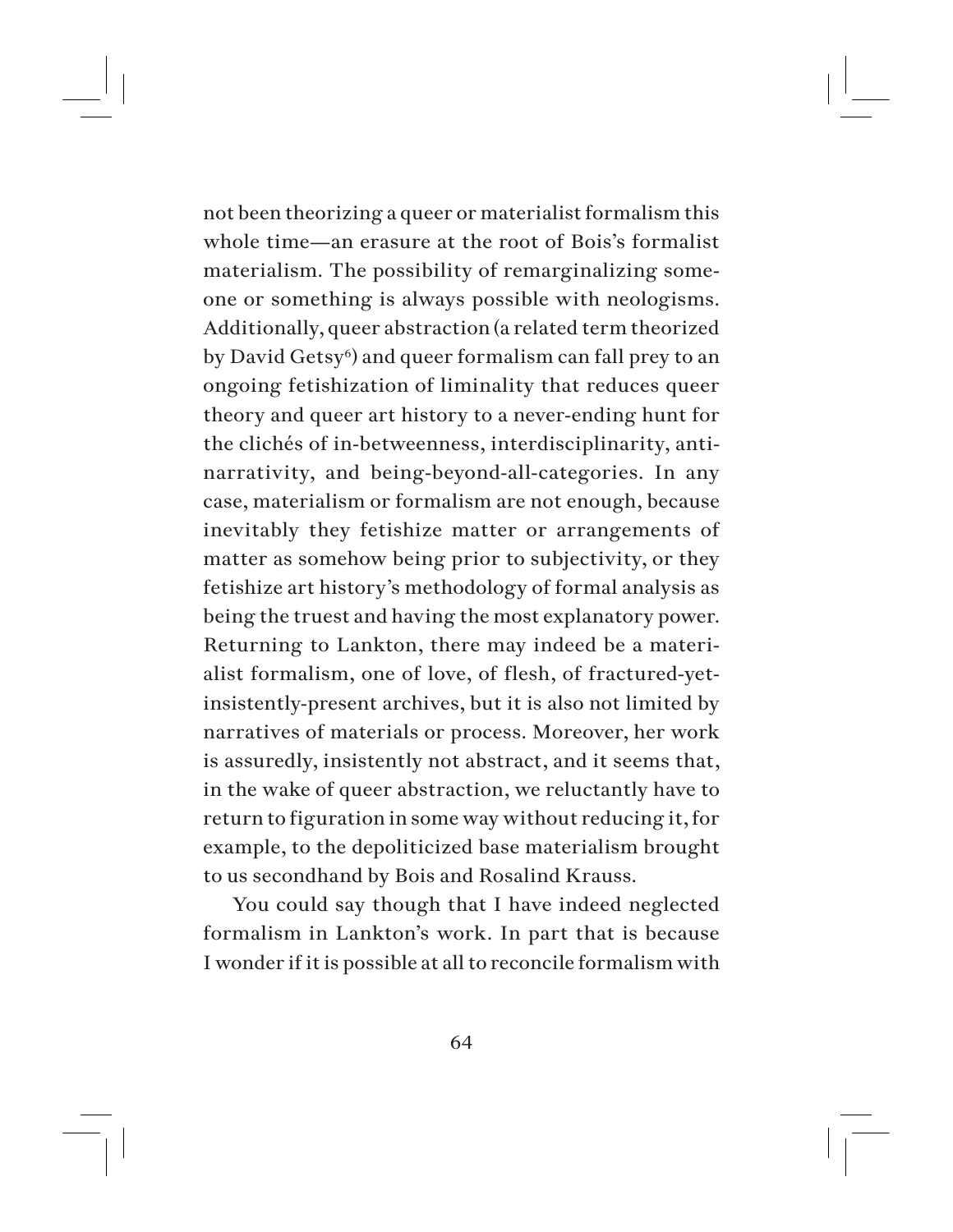not been theorizing a queer or materialist formalism this whole time—an erasure at the root of Bois's formalist materialism. The possibility of remarginalizing someone or something is always possible with neologisms. Additionally, queer abstraction (a related term theorized by David Getsy[6]) and queer formalism can fall prey to an ongoing fetishization of liminality that reduces queer theory and queer art history to a never-ending hunt for the clichés of in-betweenness, interdisciplinarity, anti-narrativity, and being-beyond-all-categories. In any case, materialism or formalism are not enough, because inevitably they fetishize matter or arrangements of matter as somehow being prior to subjectivity, or they fetishize art history's methodology of formal analysis as being the truest and having the most explanatory power. Returning to Lankton, there may indeed be a materialist formalism, one of love, of flesh, of fractured-yet-insistently-present archives, but it is also not limited by narratives of materials or process. Moreover, her work is assuredly, insistently not abstract, and it seems that, in the wake of queer abstraction, we reluctantly have to return to figuration in some way without reducing it, for example, to the depoliticized base materialism brought to us secondhand by Bois and Rosalind Krauss.

You could say though that I have indeed neglected formalism in Lankton's work. In part that is because I wonder if it is possible at all to reconcile formalism with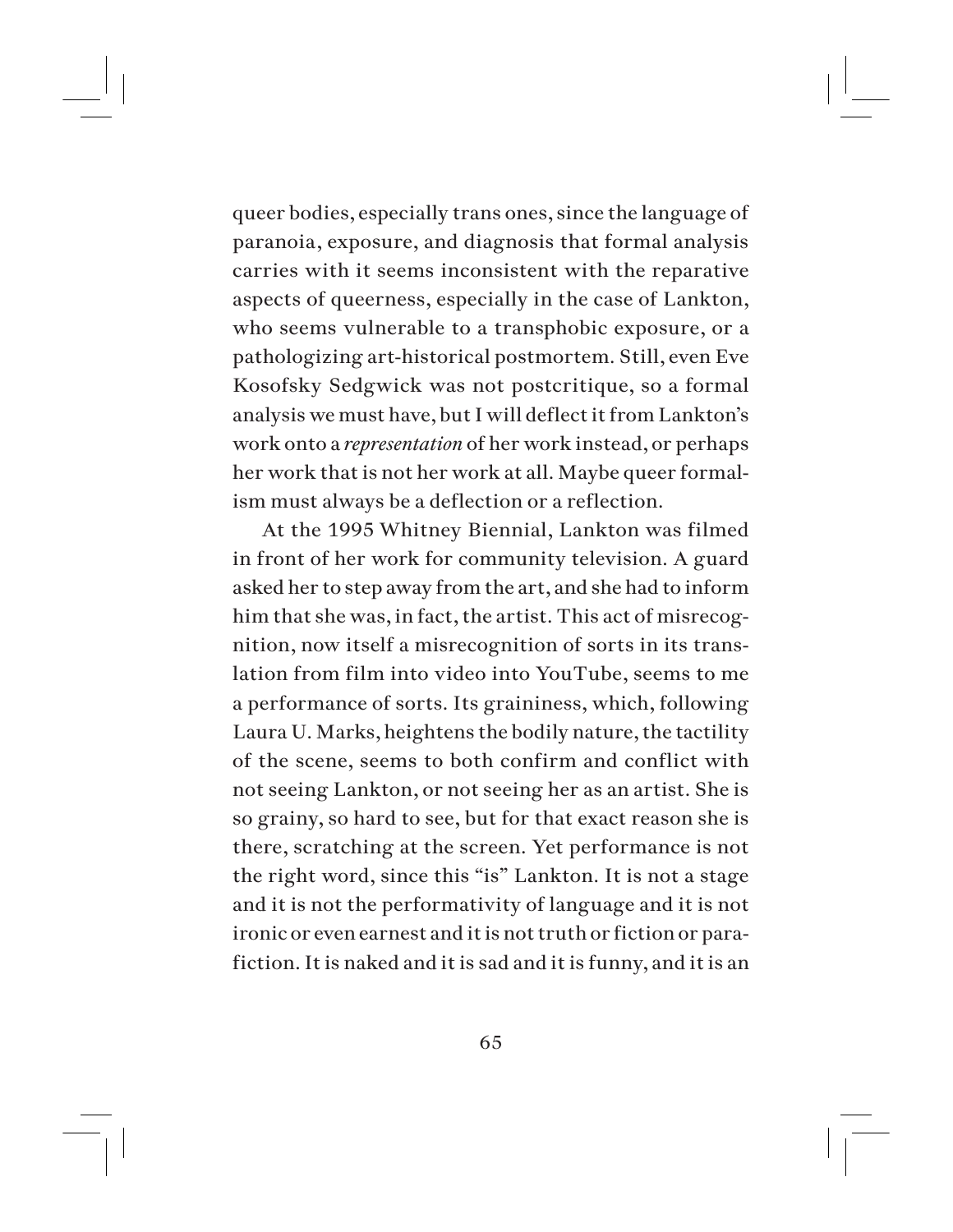queer bodies, especially trans ones, since the language of paranoia, exposure, and diagnosis that formal analysis carries with it seems inconsistent with the reparative aspects of queerness, especially in the case of Lankton, who seems vulnerable to a transphobic exposure, or a pathologizing art-historical postmortem. Still, even Eve Kosofsky Sedgwick was not postcritique, so a formal analysis we must have, but I will deflect it from Lankton's work onto a *representation* of her work instead, or perhaps her work that is not her work at all. Maybe queer formalism must always be a deflection or a reflection.

At the 1995 Whitney Biennial, Lankton was filmed in front of her work for community television. A guard asked her to step away from the art, and she had to inform him that she was, in fact, the artist. This act of misrecognition, now itself a misrecognition of sorts in its translation from film into video into YouTube, seems to me a performance of sorts. Its graininess, which, following Laura U. Marks, heightens the bodily nature, the tactility of the scene, seems to both confirm and conflict with not seeing Lankton, or not seeing her as an artist. She is so grainy, so hard to see, but for that exact reason she is there, scratching at the screen. Yet performance is not the right word, since this "is" Lankton. It is not a stage and it is not the performativity of language and it is not ironic or even earnest and it is not truth or fiction or parafiction. It is naked and it is sad and it is funny, and it is an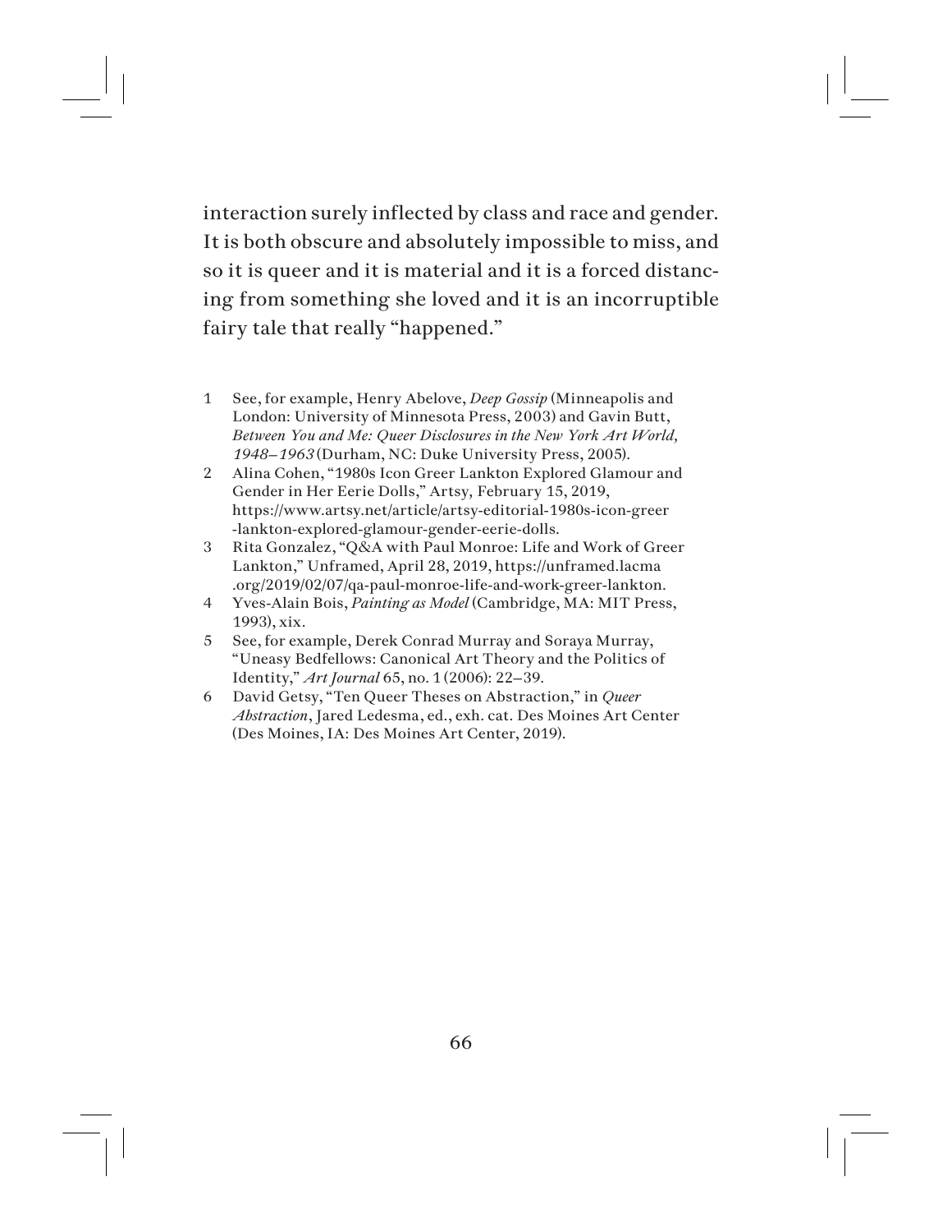interaction surely inflected by class and race and gender. It is both obscure and absolutely impossible to miss, and so it is queer and it is material and it is a forced distancing from something she loved and it is an incorruptible fairy tale that really "happened."

1. See, for example, Henry Abelove, *Deep Gossip* (Minneapolis and London: University of Minnesota Press, 2003) and Gavin Butt, *Between You and Me: Queer Disclosures in the New York Art World, 1948–1963* (Durham, NC: Duke University Press, 2005).
2. Alina Cohen, "1980s Icon Greer Lankton Explored Glamour and Gender in Her Eerie Dolls," Artsy, February 15, 2019, https://www.artsy.net/article/artsy-editorial-1980s-icon-greer-lankton-explored-glamour-gender-eerie-dolls.
3. Rita Gonzalez, "Q&A with Paul Monroe: Life and Work of Greer Lankton," Unframed, April 28, 2019, https://unframed.lacma.org/2019/02/07/qa-paul-monroe-life-and-work-greer-lankton.
4. Yves-Alain Bois, *Painting as Model* (Cambridge, MA: MIT Press, 1993), xix.
5. See, for example, Derek Conrad Murray and Soraya Murray, "Uneasy Bedfellows: Canonical Art Theory and the Politics of Identity," *Art Journal* 65, no. 1 (2006): 22–39.
6. David Getsy, "Ten Queer Theses on Abstraction," in *Queer Abstraction*, Jared Ledesma, ed., exh. cat. Des Moines Art Center (Des Moines, IA: Des Moines Art Center, 2019).